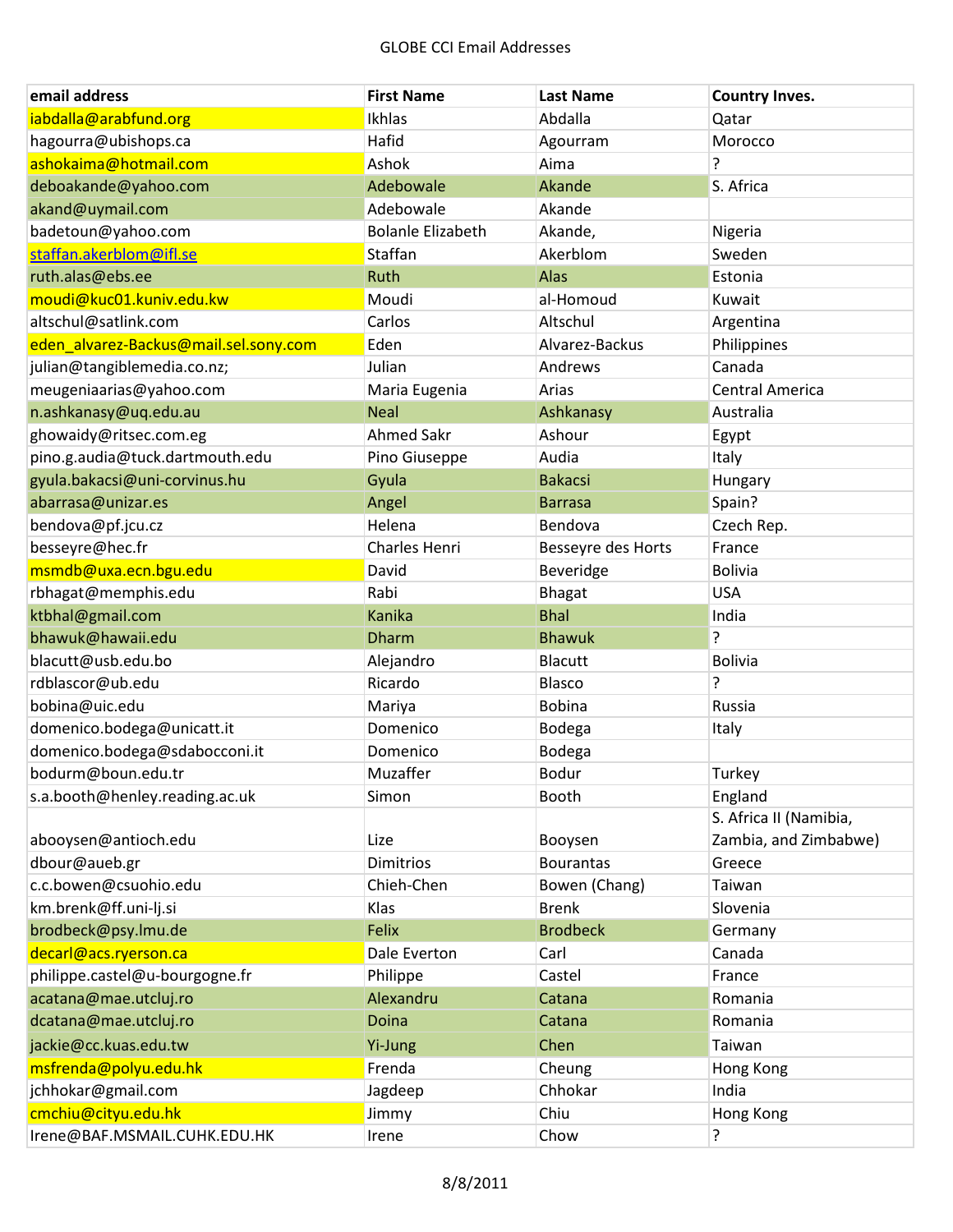# GLOBE CCI Email Addresses

| email address | First Name | Last Name | Country Inves. |
|---|---|---|---|
| iabdalla@arabfund.org | Ikhlas | Abdalla | Qatar |
| hagourra@ubishops.ca | Hafid | Agourram | Morocco |
| ashokaima@hotmail.com | Ashok | Aima | ? |
| deboakande@yahoo.com | Adebowale | Akande | S. Africa |
| akand@uymail.com | Adebowale | Akande | |
| badetoun@yahoo.com | Bolanle Elizabeth | Akande, | Nigeria |
| staffan.akerblom@ifl.se | Staffan | Akerblom | Sweden |
| ruth.alas@ebs.ee | Ruth | Alas | Estonia |
| moudi@kuc01.kuniv.edu.kw | Moudi | al-Homoud | Kuwait |
| altschul@satlink.com | Carlos | Altschul | Argentina |
| eden_alvarez-Backus@mail.sel.sony.com | Eden | Alvarez-Backus | Philippines |
| julian@tangiblemedia.co.nz; | Julian | Andrews | Canada |
| meugeniaarias@yahoo.com | Maria Eugenia | Arias | Central America |
| n.ashkanasy@uq.edu.au | Neal | Ashkanasy | Australia |
| ghowaidy@ritsec.com.eg | Ahmed Sakr | Ashour | Egypt |
| pino.g.audia@tuck.dartmouth.edu | Pino Giuseppe | Audia | Italy |
| gyula.bakacsi@uni-corvinus.hu | Gyula | Bakacsi | Hungary |
| abarrasa@unizar.es | Angel | Barrasa | Spain? |
| bendova@pf.jcu.cz | Helena | Bendova | Czech Rep. |
| besseyre@hec.fr | Charles Henri | Besseyre des Horts | France |
| msmdb@uxa.ecn.bgu.edu | David | Beveridge | Bolivia |
| rbhagat@memphis.edu | Rabi | Bhagat | USA |
| ktbhal@gmail.com | Kanika | Bhal | India |
| bhawuk@hawaii.edu | Dharm | Bhawuk | ? |
| blacutt@usb.edu.bo | Alejandro | Blacutt | Bolivia |
| rdblascor@ub.edu | Ricardo | Blasco | ? |
| bobina@uic.edu | Mariya | Bobina | Russia |
| domenico.bodega@unicatt.it | Domenico | Bodega | Italy |
| domenico.bodega@sdabocconi.it | Domenico | Bodega | |
| bodurm@boun.edu.tr | Muzaffer | Bodur | Turkey |
| s.a.booth@henley.reading.ac.uk | Simon | Booth | England |
| abooysen@antioch.edu | Lize | Booysen | S. Africa II (Namibia, Zambia, and Zimbabwe) |
| dbour@aueb.gr | Dimitrios | Bourantas | Greece |
| c.c.bowen@csuohio.edu | Chieh-Chen | Bowen (Chang) | Taiwan |
| km.brenk@ff.uni-lj.si | Klas | Brenk | Slovenia |
| brodbeck@psy.lmu.de | Felix | Brodbeck | Germany |
| decarl@acs.ryerson.ca | Dale Everton | Carl | Canada |
| philippe.castel@u-bourgogne.fr | Philippe | Castel | France |
| acatana@mae.utcluj.ro | Alexandru | Catana | Romania |
| dcatana@mae.utcluj.ro | Doina | Catana | Romania |
| jackie@cc.kuas.edu.tw | Yi-Jung | Chen | Taiwan |
| msfrenda@polyu.edu.hk | Frenda | Cheung | Hong Kong |
| jchhokar@gmail.com | Jagdeep | Chhokar | India |
| cmchiu@cityu.edu.hk | Jimmy | Chiu | Hong Kong |
| Irene@BAF.MSMAIL.CUHK.EDU.HK | Irene | Chow | ? |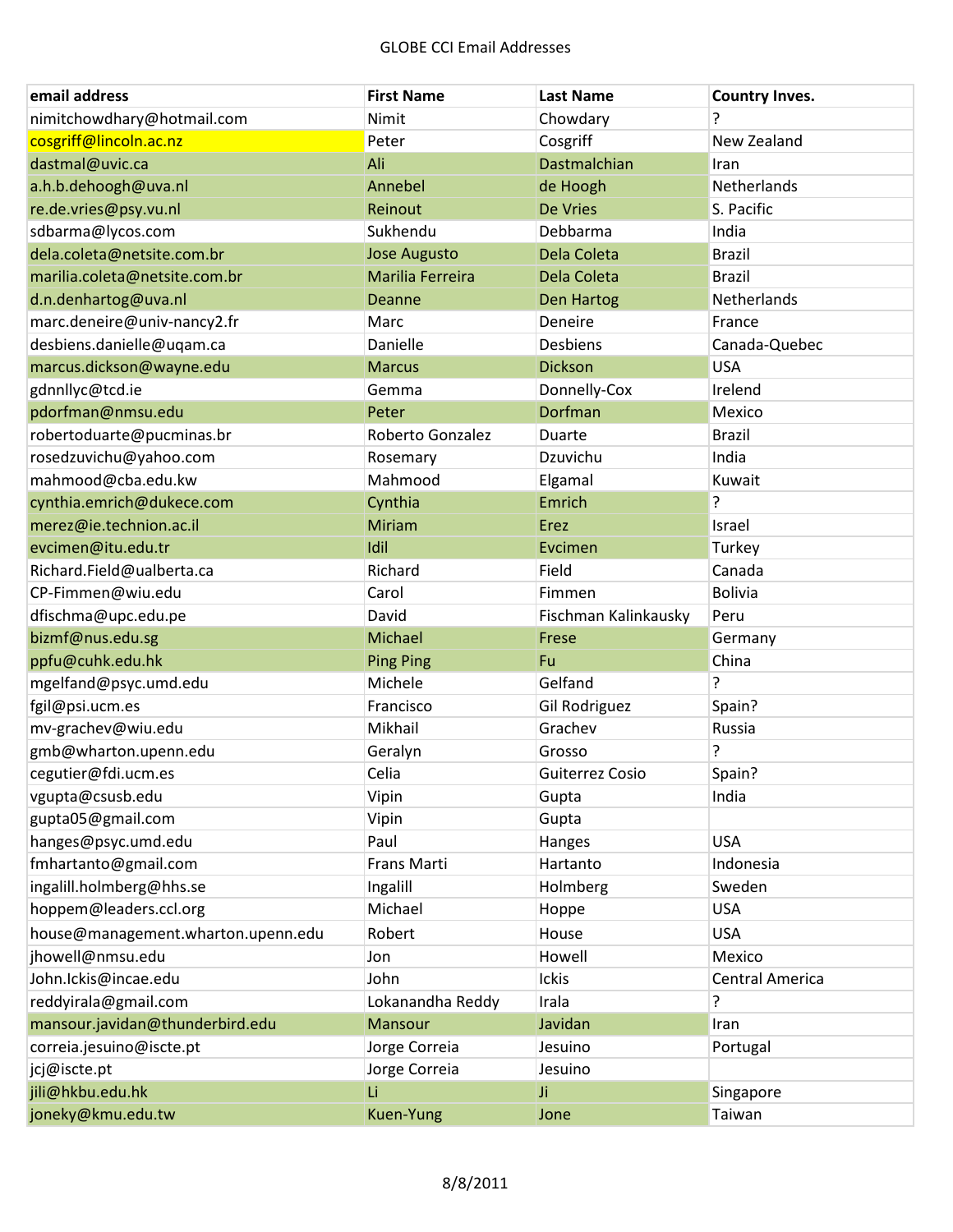GLOBE CCI Email Addresses

| email address | First Name | Last Name | Country Inves. |
|---|---|---|---|
| nimitchowdhary@hotmail.com | Nimit | Chowdary | ? |
| cosgriff@lincoln.ac.nz | Peter | Cosgriff | New Zealand |
| dastmal@uvic.ca | Ali | Dastmalchian | Iran |
| a.h.b.dehoogh@uva.nl | Annebel | de Hoogh | Netherlands |
| re.de.vries@psy.vu.nl | Reinout | De Vries | S. Pacific |
| sdbarma@lycos.com | Sukhendu | Debbarma | India |
| dela.coleta@netsite.com.br | Jose Augusto | Dela Coleta | Brazil |
| marilia.coleta@netsite.com.br | Marilia Ferreira | Dela Coleta | Brazil |
| d.n.denhartog@uva.nl | Deanne | Den Hartog | Netherlands |
| marc.deneire@univ-nancy2.fr | Marc | Deneire | France |
| desbiens.danielle@uqam.ca | Danielle | Desbiens | Canada-Quebec |
| marcus.dickson@wayne.edu | Marcus | Dickson | USA |
| gdnnllyc@tcd.ie | Gemma | Donnelly-Cox | Irelend |
| pdorfman@nmsu.edu | Peter | Dorfman | Mexico |
| robertoduarte@pucminas.br | Roberto Gonzalez | Duarte | Brazil |
| rosedzuvichu@yahoo.com | Rosemary | Dzuvichu | India |
| mahmood@cba.edu.kw | Mahmood | Elgamal | Kuwait |
| cynthia.emrich@dukece.com | Cynthia | Emrich | ? |
| merez@ie.technion.ac.il | Miriam | Erez | Israel |
| evcimen@itu.edu.tr | Idil | Evcimen | Turkey |
| Richard.Field@ualberta.ca | Richard | Field | Canada |
| CP-Fimmen@wiu.edu | Carol | Fimmen | Bolivia |
| dfischma@upc.edu.pe | David | Fischman Kalinkausky | Peru |
| bizmf@nus.edu.sg | Michael | Frese | Germany |
| ppfu@cuhk.edu.hk | Ping Ping | Fu | China |
| mgelfand@psyc.umd.edu | Michele | Gelfand | ? |
| fgil@psi.ucm.es | Francisco | Gil Rodriguez | Spain? |
| mv-grachev@wiu.edu | Mikhail | Grachev | Russia |
| gmb@wharton.upenn.edu | Geralyn | Grosso | ? |
| cegutier@fdi.ucm.es | Celia | Guiterrez Cosio | Spain? |
| vgupta@csusb.edu | Vipin | Gupta | India |
| gupta05@gmail.com | Vipin | Gupta | |
| hanges@psyc.umd.edu | Paul | Hanges | USA |
| fmhartanto@gmail.com | Frans Marti | Hartanto | Indonesia |
| ingalill.holmberg@hhs.se | Ingalill | Holmberg | Sweden |
| hoppem@leaders.ccl.org | Michael | Hoppe | USA |
| house@management.wharton.upenn.edu | Robert | House | USA |
| jhowell@nmsu.edu | Jon | Howell | Mexico |
| John.Ickis@incae.edu | John | Ickis | Central America |
| reddyirala@gmail.com | Lokanandha Reddy | Irala | ? |
| mansour.javidan@thunderbird.edu | Mansour | Javidan | Iran |
| correia.jesuino@iscte.pt | Jorge Correia | Jesuino | Portugal |
| jcj@iscte.pt | Jorge Correia | Jesuino | |
| jili@hkbu.edu.hk | Li | Ji | Singapore |
| joneky@kmu.edu.tw | Kuen-Yung | Jone | Taiwan |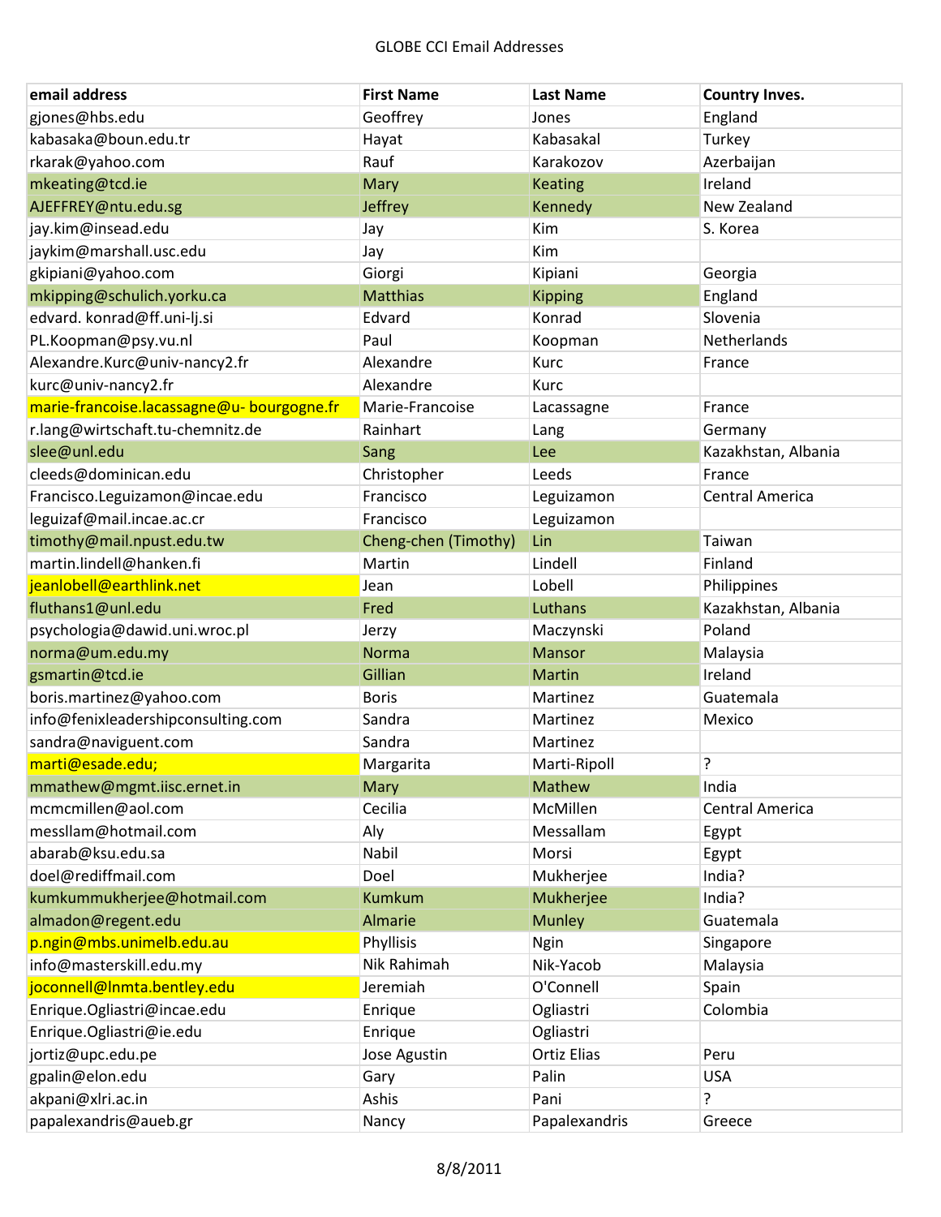GLOBE CCI Email Addresses

| email address | First Name | Last Name | Country Inves. |
|---|---|---|---|
| gjones@hbs.edu | Geoffrey | Jones | England |
| kabasaka@boun.edu.tr | Hayat | Kabasakal | Turkey |
| rkarak@yahoo.com | Rauf | Karakozov | Azerbaijan |
| mkeating@tcd.ie | Mary | Keating | Ireland |
| AJEFFREY@ntu.edu.sg | Jeffrey | Kennedy | New Zealand |
| jay.kim@insead.edu | Jay | Kim | S. Korea |
| jaykim@marshall.usc.edu | Jay | Kim | |
| gkipiani@yahoo.com | Giorgi | Kipiani | Georgia |
| mkipping@schulich.yorku.ca | Matthias | Kipping | England |
| edvard. konrad@ff.uni-lj.si | Edvard | Konrad | Slovenia |
| PL.Koopman@psy.vu.nl | Paul | Koopman | Netherlands |
| Alexandre.Kurc@univ-nancy2.fr | Alexandre | Kurc | France |
| kurc@univ-nancy2.fr | Alexandre | Kurc | |
| marie-francoise.lacassagne@u- bourgogne.fr | Marie-Francoise | Lacassagne | France |
| r.lang@wirtschaft.tu-chemnitz.de | Rainhart | Lang | Germany |
| slee@unl.edu | Sang | Lee | Kazakhstan, Albania |
| cleeds@dominican.edu | Christopher | Leeds | France |
| Francisco.Leguizamon@incae.edu | Francisco | Leguizamon | Central America |
| leguizaf@mail.incae.ac.cr | Francisco | Leguizamon | |
| timothy@mail.npust.edu.tw | Cheng-chen (Timothy) | Lin | Taiwan |
| martin.lindell@hanken.fi | Martin | Lindell | Finland |
| jeanlobell@earthlink.net | Jean | Lobell | Philippines |
| fluthans1@unl.edu | Fred | Luthans | Kazakhstan, Albania |
| psychologia@dawid.uni.wroc.pl | Jerzy | Maczynski | Poland |
| norma@um.edu.my | Norma | Mansor | Malaysia |
| gsmartin@tcd.ie | Gillian | Martin | Ireland |
| boris.martinez@yahoo.com | Boris | Martinez | Guatemala |
| info@fenixleadershipconsulting.com | Sandra | Martinez | Mexico |
| sandra@naviguent.com | Sandra | Martinez | |
| marti@esade.edu; | Margarita | Marti-Ripoll | ? |
| mmathew@mgmt.iisc.ernet.in | Mary | Mathew | India |
| mcmcmillen@aol.com | Cecilia | McMillen | Central America |
| messllam@hotmail.com | Aly | Messallam | Egypt |
| abarab@ksu.edu.sa | Nabil | Morsi | Egypt |
| doel@rediffmail.com | Doel | Mukherjee | India? |
| kumkummukherjee@hotmail.com | Kumkum | Mukherjee | India? |
| almadon@regent.edu | Almarie | Munley | Guatemala |
| p.ngin@mbs.unimelb.edu.au | Phyllisis | Ngin | Singapore |
| info@masterskill.edu.my | Nik Rahimah | Nik-Yacob | Malaysia |
| joconnell@lnmta.bentley.edu | Jeremiah | O'Connell | Spain |
| Enrique.Ogliastri@incae.edu | Enrique | Ogliastri | Colombia |
| Enrique.Ogliastri@ie.edu | Enrique | Ogliastri | |
| jortiz@upc.edu.pe | Jose Agustin | Ortiz Elias | Peru |
| gpalin@elon.edu | Gary | Palin | USA |
| akpani@xlri.ac.in | Ashis | Pani | ? |
| papalexandris@aueb.gr | Nancy | Papalexandris | Greece |

8/8/2011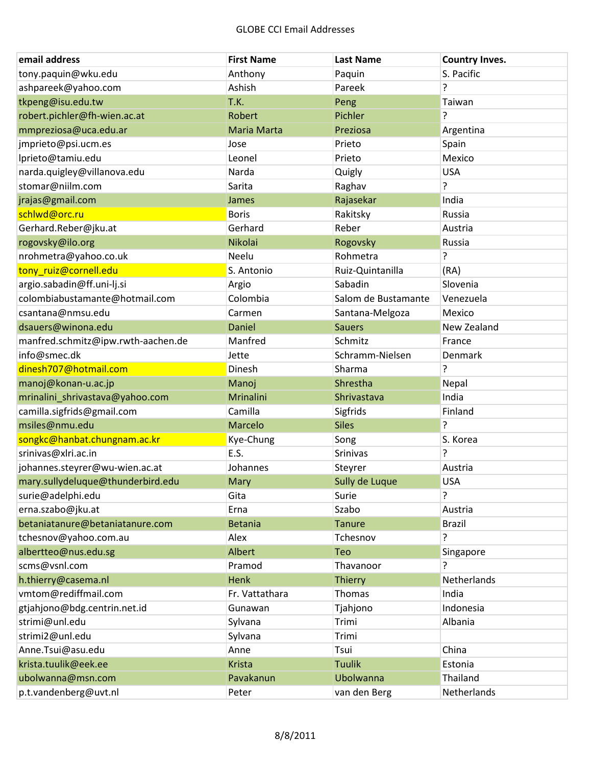GLOBE CCI Email Addresses

| email address | First Name | Last Name | Country Inves. |
|---|---|---|---|
| tony.paquin@wku.edu | Anthony | Paquin | S. Pacific |
| ashpareek@yahoo.com | Ashish | Pareek | ? |
| tkpeng@isu.edu.tw | T.K. | Peng | Taiwan |
| robert.pichler@fh-wien.ac.at | Robert | Pichler | ? |
| mmpreziosa@uca.edu.ar | Maria Marta | Preziosa | Argentina |
| jmprieto@psi.ucm.es | Jose | Prieto | Spain |
| lprieto@tamiu.edu | Leonel | Prieto | Mexico |
| narda.quigley@villanova.edu | Narda | Quigly | USA |
| stomar@niilm.com | Sarita | Raghav | ? |
| jrajas@gmail.com | James | Rajasekar | India |
| schlwd@orc.ru | Boris | Rakitsky | Russia |
| Gerhard.Reber@jku.at | Gerhard | Reber | Austria |
| rogovsky@ilo.org | Nikolai | Rogovsky | Russia |
| nrohmetra@yahoo.co.uk | Neelu | Rohmetra | ? |
| tony_ruiz@cornell.edu | S. Antonio | Ruiz-Quintanilla | (RA) |
| argio.sabadin@ff.uni-lj.si | Argio | Sabadin | Slovenia |
| colombiabustamante@hotmail.com | Colombia | Salom de Bustamante | Venezuela |
| csantana@nmsu.edu | Carmen | Santana-Melgoza | Mexico |
| dsauers@winona.edu | Daniel | Sauers | New Zealand |
| manfred.schmitz@ipw.rwth-aachen.de | Manfred | Schmitz | France |
| info@smec.dk | Jette | Schramm-Nielsen | Denmark |
| dinesh707@hotmail.com | Dinesh | Sharma | ? |
| manoj@konan-u.ac.jp | Manoj | Shrestha | Nepal |
| mrinalini_shrivastava@yahoo.com | Mrinalini | Shrivastava | India |
| camilla.sigfrids@gmail.com | Camilla | Sigfrids | Finland |
| msiles@nmu.edu | Marcelo | Siles | ? |
| songkc@hanbat.chungnam.ac.kr | Kye-Chung | Song | S. Korea |
| srinivas@xlri.ac.in | E.S. | Srinivas | ? |
| johannes.steyrer@wu-wien.ac.at | Johannes | Steyrer | Austria |
| mary.sullydeluque@thunderbird.edu | Mary | Sully de Luque | USA |
| surie@adelphi.edu | Gita | Surie | ? |
| erna.szabo@jku.at | Erna | Szabo | Austria |
| betaniatanure@betaniatanure.com | Betania | Tanure | Brazil |
| tchesnov@yahoo.com.au | Alex | Tchesnov | ? |
| albertteo@nus.edu.sg | Albert | Teo | Singapore |
| scms@vsnl.com | Pramod | Thavanoor | ? |
| h.thierry@casema.nl | Henk | Thierry | Netherlands |
| vmtom@rediffmail.com | Fr. Vattathara | Thomas | India |
| gtjahjono@bdg.centrin.net.id | Gunawan | Tjahjono | Indonesia |
| strimi@unl.edu | Sylvana | Trimi | Albania |
| strimi2@unl.edu | Sylvana | Trimi | |
| Anne.Tsui@asu.edu | Anne | Tsui | China |
| krista.tuulik@eek.ee | Krista | Tuulik | Estonia |
| ubolwanna@msn.com | Pavakanun | Ubolwanna | Thailand |
| p.t.vandenberg@uvt.nl | Peter | van den Berg | Netherlands |

8/8/2011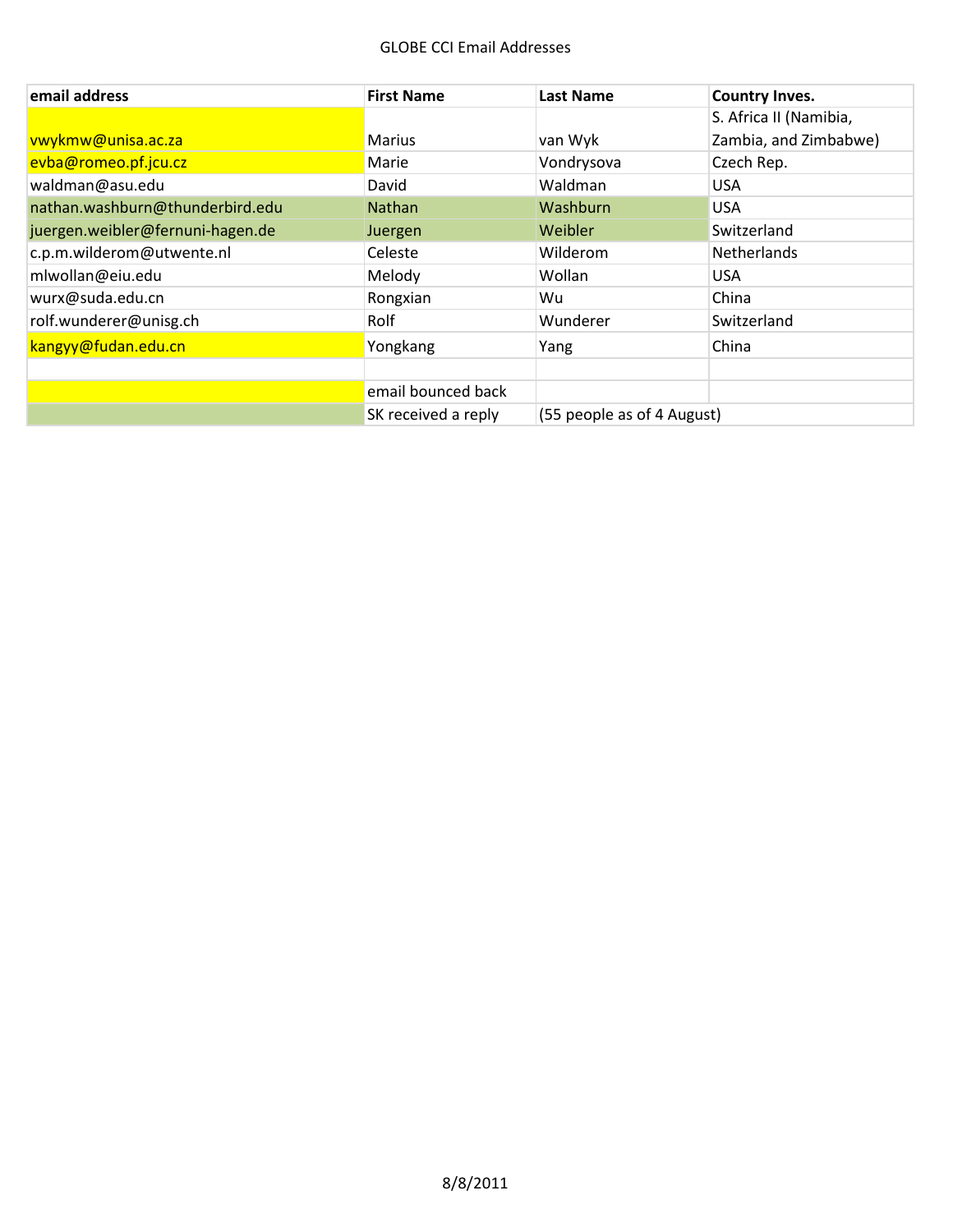GLOBE CCI Email Addresses

| email address | First Name | Last Name | Country Inves. |
|---|---|---|---|
| vwykmw@unisa.ac.za | Marius | van Wyk | S. Africa II (Namibia, Zambia, and Zimbabwe) |
| evba@romeo.pf.jcu.cz | Marie | Vondrysova | Czech Rep. |
| waldman@asu.edu | David | Waldman | USA |
| nathan.washburn@thunderbird.edu | Nathan | Washburn | USA |
| juergen.weibler@fernuni-hagen.de | Juergen | Weibler | Switzerland |
| c.p.m.wilderom@utwente.nl | Celeste | Wilderom | Netherlands |
| mlwollan@eiu.edu | Melody | Wollan | USA |
| wurx@suda.edu.cn | Rongxian | Wu | China |
| rolf.wunderer@unisg.ch | Rolf | Wunderer | Switzerland |
| kangyy@fudan.edu.cn | Yongkang | Yang | China |
| | | | |
| | email bounced back | | |
| | SK received a reply | (55 people as of 4 August) | |

8/8/2011